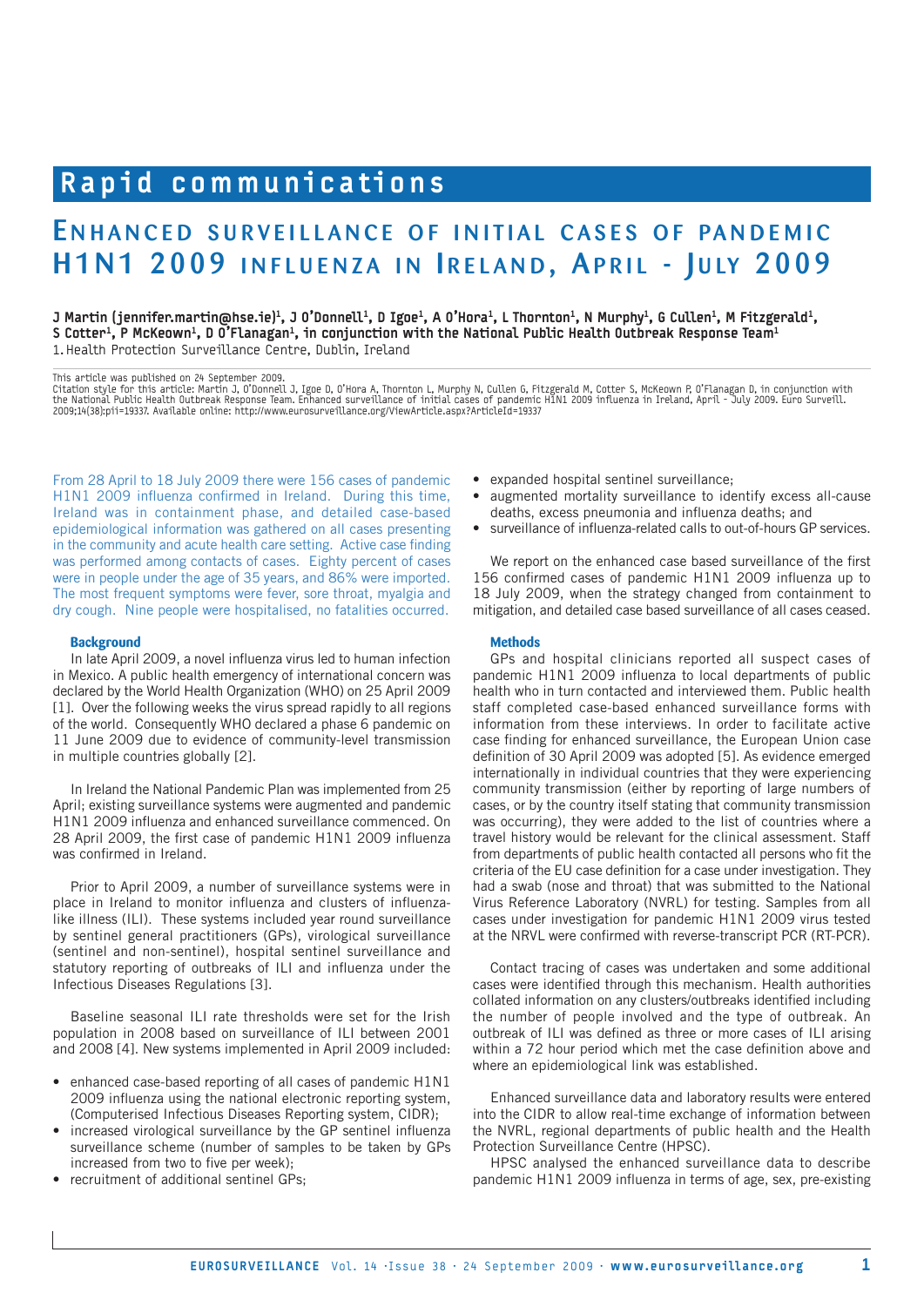# Rapid communications

## Enhanced surveillance of initial cases of pandemic H1N1 2009 influenza in Ireland, April - July 2009

**J Martin (jennifer.martin@hse.ie)[1], J O'Donnell[1], D Igoe[1], A O'Hora[1], L Thornton[1], N Murphy[1], G Cullen[1], M Fitzgerald[1], S Cotter[1], P McKeown[1], D O'Flanagan[1], in conjunction with the National Public Health Outbreak Response Team[1]**

1. Health Protection Surveillance Centre, Dublin, Ireland

This article was published on 24 September 2009.
Citation style for this article: Martin J, O'Donnell J, Igoe D, O'Hora A, Thornton L, Murphy N, Cullen G, Fitzgerald M, Cotter S, McKeown P, O'Flanagan D, in conjunction with the National Public Health Outbreak Response Team. Enhanced surveillance of initial cases of pandemic H1N1 2009 influenza in Ireland, April - July 2009. Euro Surveill. 2009;14(38):pii=19337. Available online: http://www.eurosurveillance.org/ViewArticle.aspx?ArticleId=19337

From 28 April to 18 July 2009 there were 156 cases of pandemic H1N1 2009 influenza confirmed in Ireland. During this time, Ireland was in containment phase, and detailed case-based epidemiological information was gathered on all cases presenting in the community and acute health care setting. Active case finding was performed among contacts of cases. Eighty percent of cases were in people under the age of 35 years, and 86% were imported. The most frequent symptoms were fever, sore throat, myalgia and dry cough. Nine people were hospitalised, no fatalities occurred.

### Background

In late April 2009, a novel influenza virus led to human infection in Mexico. A public health emergency of international concern was declared by the World Health Organization (WHO) on 25 April 2009 [1]. Over the following weeks the virus spread rapidly to all regions of the world. Consequently WHO declared a phase 6 pandemic on 11 June 2009 due to evidence of community-level transmission in multiple countries globally [2].

In Ireland the National Pandemic Plan was implemented from 25 April; existing surveillance systems were augmented and pandemic H1N1 2009 influenza and enhanced surveillance commenced. On 28 April 2009, the first case of pandemic H1N1 2009 influenza was confirmed in Ireland.

Prior to April 2009, a number of surveillance systems were in place in Ireland to monitor influenza and clusters of influenza-like illness (ILI). These systems included year round surveillance by sentinel general practitioners (GPs), virological surveillance (sentinel and non-sentinel), hospital sentinel surveillance and statutory reporting of outbreaks of ILI and influenza under the Infectious Diseases Regulations [3].

Baseline seasonal ILI rate thresholds were set for the Irish population in 2008 based on surveillance of ILI between 2001 and 2008 [4]. New systems implemented in April 2009 included:

- enhanced case-based reporting of all cases of pandemic H1N1 2009 influenza using the national electronic reporting system, (Computerised Infectious Diseases Reporting system, CIDR);
- increased virological surveillance by the GP sentinel influenza surveillance scheme (number of samples to be taken by GPs increased from two to five per week);
- recruitment of additional sentinel GPs;
- expanded hospital sentinel surveillance;
- augmented mortality surveillance to identify excess all-cause deaths, excess pneumonia and influenza deaths; and
- surveillance of influenza-related calls to out-of-hours GP services.

We report on the enhanced case based surveillance of the first 156 confirmed cases of pandemic H1N1 2009 influenza up to 18 July 2009, when the strategy changed from containment to mitigation, and detailed case based surveillance of all cases ceased.

### Methods

GPs and hospital clinicians reported all suspect cases of pandemic H1N1 2009 influenza to local departments of public health who in turn contacted and interviewed them. Public health staff completed case-based enhanced surveillance forms with information from these interviews. In order to facilitate active case finding for enhanced surveillance, the European Union case definition of 30 April 2009 was adopted [5]. As evidence emerged internationally in individual countries that they were experiencing community transmission (either by reporting of large numbers of cases, or by the country itself stating that community transmission was occurring), they were added to the list of countries where a travel history would be relevant for the clinical assessment. Staff from departments of public health contacted all persons who fit the criteria of the EU case definition for a case under investigation. They had a swab (nose and throat) that was submitted to the National Virus Reference Laboratory (NVRL) for testing. Samples from all cases under investigation for pandemic H1N1 2009 virus tested at the NRVL were confirmed with reverse-transcript PCR (RT-PCR).

Contact tracing of cases was undertaken and some additional cases were identified through this mechanism. Health authorities collated information on any clusters/outbreaks identified including the number of people involved and the type of outbreak. An outbreak of ILI was defined as three or more cases of ILI arising within a 72 hour period which met the case definition above and where an epidemiological link was established.

Enhanced surveillance data and laboratory results were entered into the CIDR to allow real-time exchange of information between the NVRL, regional departments of public health and the Health Protection Surveillance Centre (HPSC).

HPSC analysed the enhanced surveillance data to describe pandemic H1N1 2009 influenza in terms of age, sex, pre-existing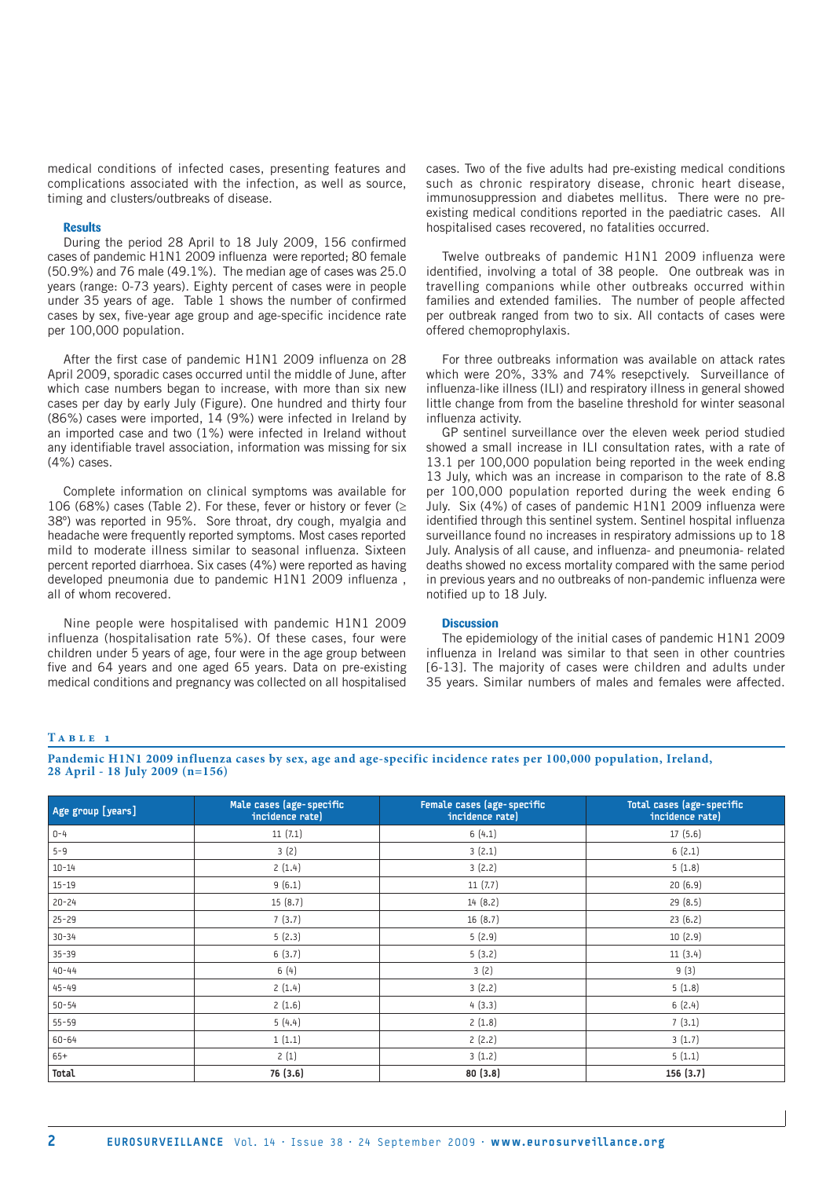medical conditions of infected cases, presenting features and complications associated with the infection, as well as source, timing and clusters/outbreaks of disease.

### Results

During the period 28 April to 18 July 2009, 156 confirmed cases of pandemic H1N1 2009 influenza were reported; 80 female (50.9%) and 76 male (49.1%). The median age of cases was 25.0 years (range: 0-73 years). Eighty percent of cases were in people under 35 years of age. Table 1 shows the number of confirmed cases by sex, five-year age group and age-specific incidence rate per 100,000 population.

After the first case of pandemic H1N1 2009 influenza on 28 April 2009, sporadic cases occurred until the middle of June, after which case numbers began to increase, with more than six new cases per day by early July (Figure). One hundred and thirty four (86%) cases were imported, 14 (9%) were infected in Ireland by an imported case and two (1%) were infected in Ireland without any identifiable travel association, information was missing for six (4%) cases.

Complete information on clinical symptoms was available for 106 (68%) cases (Table 2). For these, fever or history or fever (≥ 38°) was reported in 95%. Sore throat, dry cough, myalgia and headache were frequently reported symptoms. Most cases reported mild to moderate illness similar to seasonal influenza. Sixteen percent reported diarrhoea. Six cases (4%) were reported as having developed pneumonia due to pandemic H1N1 2009 influenza , all of whom recovered.

Nine people were hospitalised with pandemic H1N1 2009 influenza (hospitalisation rate 5%). Of these cases, four were children under 5 years of age, four were in the age group between five and 64 years and one aged 65 years. Data on pre-existing medical conditions and pregnancy was collected on all hospitalised cases. Two of the five adults had pre-existing medical conditions such as chronic respiratory disease, chronic heart disease, immunosuppression and diabetes mellitus. There were no pre-existing medical conditions reported in the paediatric cases. All hospitalised cases recovered, no fatalities occurred.

Twelve outbreaks of pandemic H1N1 2009 influenza were identified, involving a total of 38 people. One outbreak was in travelling companions while other outbreaks occurred within families and extended families. The number of people affected per outbreak ranged from two to six. All contacts of cases were offered chemoprophylaxis.

For three outbreaks information was available on attack rates which were 20%, 33% and 74% resepctively. Surveillance of influenza-like illness (ILI) and respiratory illness in general showed little change from from the baseline threshold for winter seasonal influenza activity.

GP sentinel surveillance over the eleven week period studied showed a small increase in ILI consultation rates, with a rate of 13.1 per 100,000 population being reported in the week ending 13 July, which was an increase in comparison to the rate of 8.8 per 100,000 population reported during the week ending 6 July. Six (4%) of cases of pandemic H1N1 2009 influenza were identified through this sentinel system. Sentinel hospital influenza surveillance found no increases in respiratory admissions up to 18 July. Analysis of all cause, and influenza- and pneumonia- related deaths showed no excess mortality compared with the same period in previous years and no outbreaks of non-pandemic influenza were notified up to 18 July.

### Discussion

The epidemiology of the initial cases of pandemic H1N1 2009 influenza in Ireland was similar to that seen in other countries [6-13]. The majority of cases were children and adults under 35 years. Similar numbers of males and females were affected.

**Table 1**

**Pandemic H1N1 2009 influenza cases by sex, age and age-specific incidence rates per 100,000 population, Ireland, 28 April - 18 July 2009 (n=156)**

| Age group [years] | Male cases (age-specific incidence rate) | Female cases (age-specific incidence rate) | Total cases (age-specific incidence rate) |
|---|---|---|---|
| 0-4 | 11 (7.1) | 6 (4.1) | 17 (5.6) |
| 5-9 | 3 (2) | 3 (2.1) | 6 (2.1) |
| 10-14 | 2 (1.4) | 3 (2.2) | 5 (1.8) |
| 15-19 | 9 (6.1) | 11 (7.7) | 20 (6.9) |
| 20-24 | 15 (8.7) | 14 (8.2) | 29 (8.5) |
| 25-29 | 7 (3.7) | 16 (8.7) | 23 (6.2) |
| 30-34 | 5 (2.3) | 5 (2.9) | 10 (2.9) |
| 35-39 | 6 (3.7) | 5 (3.2) | 11 (3.4) |
| 40-44 | 6 (4) | 3 (2) | 9 (3) |
| 45-49 | 2 (1.4) | 3 (2.2) | 5 (1.8) |
| 50-54 | 2 (1.6) | 4 (3.3) | 6 (2.4) |
| 55-59 | 5 (4.4) | 2 (1.8) | 7 (3.1) |
| 60-64 | 1 (1.1) | 2 (2.2) | 3 (1.7) |
| 65+ | 2 (1) | 3 (1.2) | 5 (1.1) |
| **Total** | **76 (3.6)** | **80 (3.8)** | **156 (3.7)** |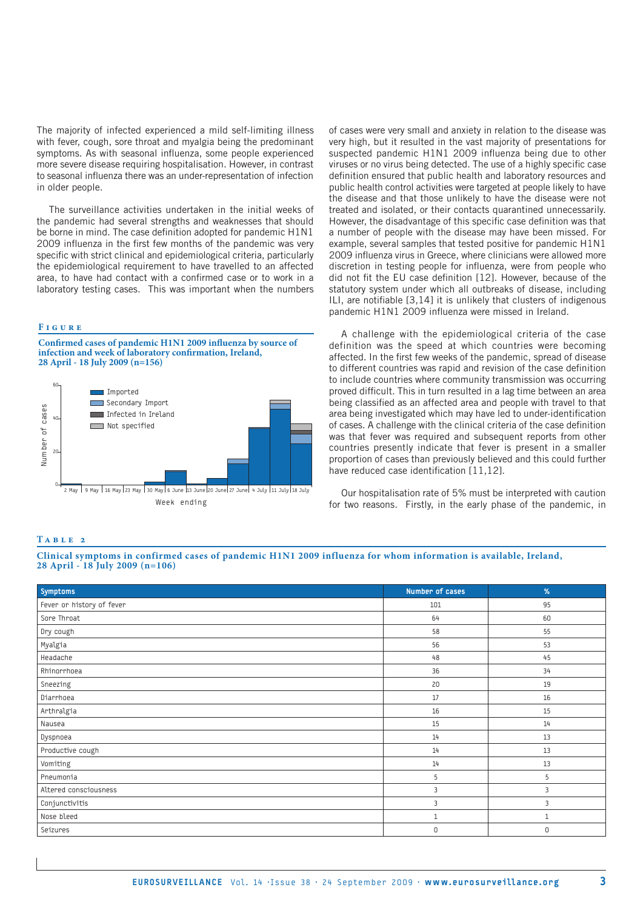The majority of infected experienced a mild self-limiting illness with fever, cough, sore throat and myalgia being the predominant symptoms. As with seasonal influenza, some people experienced more severe disease requiring hospitalisation. However, in contrast to seasonal influenza there was an under-representation of infection in older people.

The surveillance activities undertaken in the initial weeks of the pandemic had several strengths and weaknesses that should be borne in mind. The case definition adopted for pandemic H1N1 2009 influenza in the first few months of the pandemic was very specific with strict clinical and epidemiological criteria, particularly the epidemiological requirement to have travelled to an affected area, to have had contact with a confirmed case or to work in a laboratory testing cases. This was important when the numbers of cases were very small and anxiety in relation to the disease was very high, but it resulted in the vast majority of presentations for suspected pandemic H1N1 2009 influenza being due to other viruses or no virus being detected. The use of a highly specific case definition ensured that public health and laboratory resources and public health control activities were targeted at people likely to have the disease and that those unlikely to have the disease were not treated and isolated, or their contacts quarantined unnecessarily. However, the disadvantage of this specific case definition was that a number of people with the disease may have been missed. For example, several samples that tested positive for pandemic H1N1 2009 influenza virus in Greece, where clinicians were allowed more discretion in testing people for influenza, were from people who did not fit the EU case definition [12]. However, because of the statutory system under which all outbreaks of disease, including ILI, are notifiable [3,14] it is unlikely that clusters of indigenous pandemic H1N1 2009 influenza were missed in Ireland.

**Figure**

**Confirmed cases of pandemic H1N1 2009 influenza by source of infection and week of laboratory confirmation, Ireland, 28 April - 18 July 2009 (n=156)**

A challenge with the epidemiological criteria of the case definition was the speed at which countries were becoming affected. In the first few weeks of the pandemic, spread of disease to different countries was rapid and revision of the case definition to include countries where community transmission was occurring proved difficult. This in turn resulted in a lag time between an area being classified as an affected area and people with travel to that area being investigated which may have led to under-identification of cases. A challenge with the clinical criteria of the case definition was that fever was required and subsequent reports from other countries presently indicate that fever is present in a smaller proportion of cases than previously believed and this could further have reduced case identification [11,12].

Our hospitalisation rate of 5% must be interpreted with caution for two reasons. Firstly, in the early phase of the pandemic, in

**Table 2**

**Clinical symptoms in confirmed cases of pandemic H1N1 2009 influenza for whom information is available, Ireland, 28 April - 18 July 2009 (n=106)**

| Symptoms | Number of cases | % |
|---|---|---|
| Fever or history of fever | 101 | 95 |
| Sore Throat | 64 | 60 |
| Dry cough | 58 | 55 |
| Myalgia | 56 | 53 |
| Headache | 48 | 45 |
| Rhinorrhoea | 36 | 34 |
| Sneezing | 20 | 19 |
| Diarrhoea | 17 | 16 |
| Arthralgia | 16 | 15 |
| Nausea | 15 | 14 |
| Dyspnoea | 14 | 13 |
| Productive cough | 14 | 13 |
| Vomiting | 14 | 13 |
| Pneumonia | 5 | 5 |
| Altered consciousness | 3 | 3 |
| Conjunctivitis | 3 | 3 |
| Nose bleed | 1 | 1 |
| Seizures | 0 | 0 |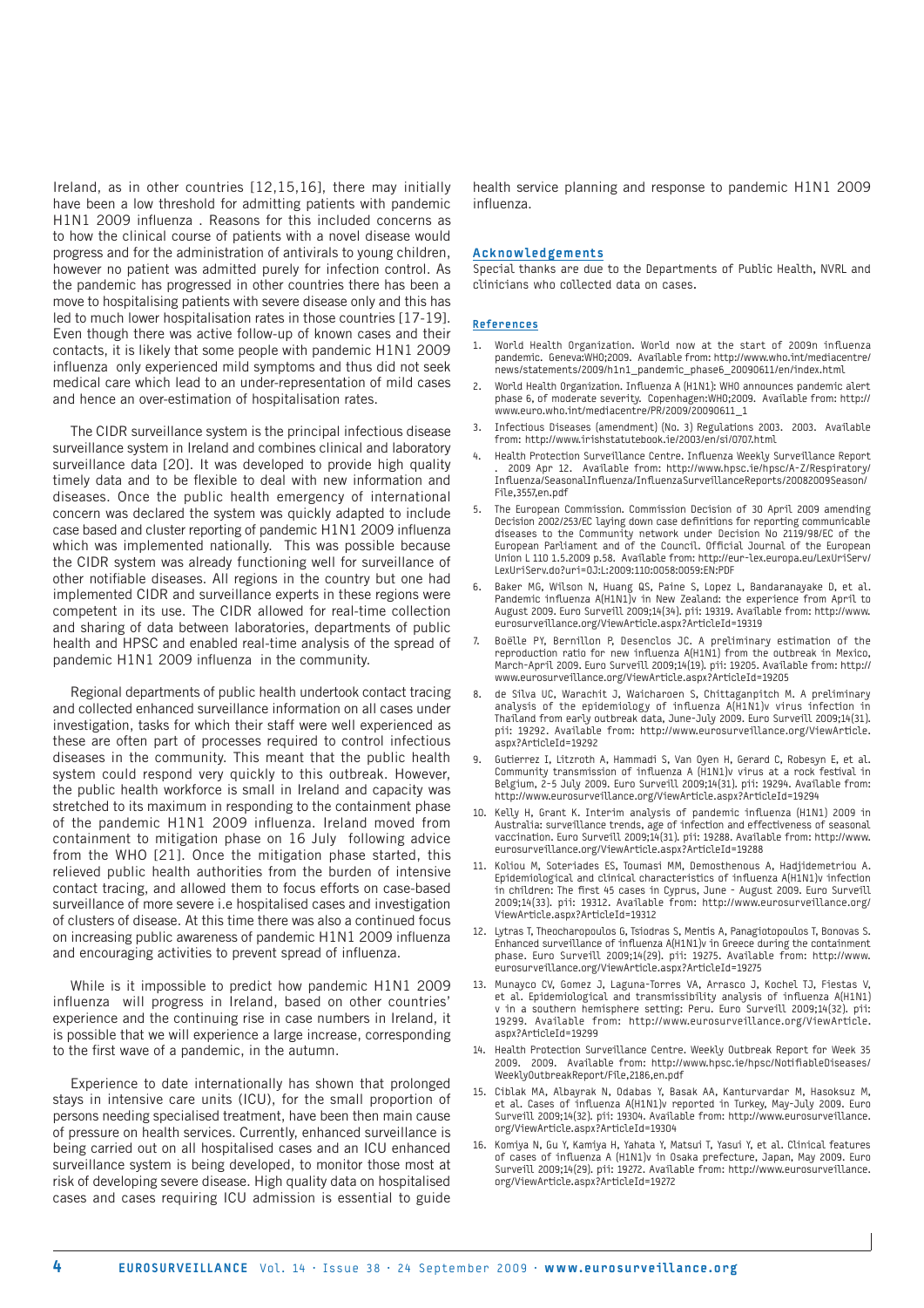Ireland, as in other countries [12,15,16], there may initially have been a low threshold for admitting patients with pandemic H1N1 2009 influenza . Reasons for this included concerns as to how the clinical course of patients with a novel disease would progress and for the administration of antivirals to young children, however no patient was admitted purely for infection control. As the pandemic has progressed in other countries there has been a move to hospitalising patients with severe disease only and this has led to much lower hospitalisation rates in those countries [17-19]. Even though there was active follow-up of known cases and their contacts, it is likely that some people with pandemic H1N1 2009 influenza only experienced mild symptoms and thus did not seek medical care which lead to an under-representation of mild cases and hence an over-estimation of hospitalisation rates.

The CIDR surveillance system is the principal infectious disease surveillance system in Ireland and combines clinical and laboratory surveillance data [20]. It was developed to provide high quality timely data and to be flexible to deal with new information and diseases. Once the public health emergency of international concern was declared the system was quickly adapted to include case based and cluster reporting of pandemic H1N1 2009 influenza which was implemented nationally. This was possible because the CIDR system was already functioning well for surveillance of other notifiable diseases. All regions in the country but one had implemented CIDR and surveillance experts in these regions were competent in its use. The CIDR allowed for real-time collection and sharing of data between laboratories, departments of public health and HPSC and enabled real-time analysis of the spread of pandemic H1N1 2009 influenza in the community.

Regional departments of public health undertook contact tracing and collected enhanced surveillance information on all cases under investigation, tasks for which their staff were well experienced as these are often part of processes required to control infectious diseases in the community. This meant that the public health system could respond very quickly to this outbreak. However, the public health workforce is small in Ireland and capacity was stretched to its maximum in responding to the containment phase of the pandemic H1N1 2009 influenza. Ireland moved from containment to mitigation phase on 16 July following advice from the WHO [21]. Once the mitigation phase started, this relieved public health authorities from the burden of intensive contact tracing, and allowed them to focus efforts on case-based surveillance of more severe i.e hospitalised cases and investigation of clusters of disease. At this time there was also a continued focus on increasing public awareness of pandemic H1N1 2009 influenza and encouraging activities to prevent spread of influenza.

While is it impossible to predict how pandemic H1N1 2009 influenza will progress in Ireland, based on other countries' experience and the continuing rise in case numbers in Ireland, it is possible that we will experience a large increase, corresponding to the first wave of a pandemic, in the autumn.

Experience to date internationally has shown that prolonged stays in intensive care units (ICU), for the small proportion of persons needing specialised treatment, have been then main cause of pressure on health services. Currently, enhanced surveillance is being carried out on all hospitalised cases and an ICU enhanced surveillance system is being developed, to monitor those most at risk of developing severe disease. High quality data on hospitalised cases and cases requiring ICU admission is essential to guide health service planning and response to pandemic H1N1 2009 influenza.

## Acknowledgements

Special thanks are due to the Departments of Public Health, NVRL and clinicians who collected data on cases.

## References

1. World Health Organization. World now at the start of 2009n influenza pandemic. Geneva:WHO;2009. Available from: http://www.who.int/mediacentre/news/statements/2009/h1n1_pandemic_phase6_20090611/en/index.html
2. World Health Organization. Influenza A (H1N1): WHO announces pandemic alert phase 6, of moderate severity. Copenhagen:WHO;2009. Available from: http://www.euro.who.int/mediacentre/PR/2009/20090611_1
3. Infectious Diseases (amendment) (No. 3) Regulations 2003. 2003. Available from: http://www.irishstatutebook.ie/2003/en/si/0707.html
4. Health Protection Surveillance Centre. Influenza Weekly Surveillance Report . 2009 Apr 12. Available from: http://www.hpsc.ie/hpsc/A-Z/Respiratory/Influenza/SeasonalInfluenza/InfluenzaSurveillanceReports/20082009Season/File,3557,en.pdf
5. The European Commission. Commission Decision of 30 April 2009 amending Decision 2002/253/EC laying down case definitions for reporting communicable diseases to the Community network under Decision No 2119/98/EC of the European Parliament and of the Council. Official Journal of the European Union L 110 1.5.2009 p.58. Available from: http://eur-lex.europa.eu/LexUriServ/LexUriServ.do?uri=OJ:L:2009:110:0058:0059:EN:PDF
6. Baker MG, Wilson N, Huang QS, Paine S, Lopez L, Bandaranayake D, et al. Pandemic influenza A(H1N1)v in New Zealand: the experience from April to August 2009. Euro Surveill 2009;14(34). pii: 19319. Available from: http://www.eurosurveillance.org/ViewArticle.aspx?ArticleId=19319
7. Boëlle PY, Bernillon P, Desenclos JC. A preliminary estimation of the reproduction ratio for new influenza A(H1N1) from the outbreak in Mexico, March-April 2009. Euro Surveill 2009;14(19). pii: 19205. Available from: http://www.eurosurveillance.org/ViewArticle.aspx?ArticleId=19205
8. de Silva UC, Warachit J, Waicharoen S, Chittaganpitch M. A preliminary analysis of the epidemiology of influenza A(H1N1)v virus infection in Thailand from early outbreak data, June-July 2009. Euro Surveill 2009;14(31). pii: 19292. Available from: http://www.eurosurveillance.org/ViewArticle.aspx?ArticleId=19292
9. Gutierrez I, Litzroth A, Hammadi S, Van Oyen H, Gerard C, Robesyn E, et al. Community transmission of influenza A (H1N1)v virus at a rock festival in Belgium, 2-5 July 2009. Euro Surveill 2009;14(31). pii: 19294. Available from: http://www.eurosurveillance.org/ViewArticle.aspx?ArticleId=19294
10. Kelly H, Grant K. Interim analysis of pandemic influenza (H1N1) 2009 in Australia: surveillance trends, age of infection and effectiveness of seasonal vaccination. Euro Surveill 2009;14(31). pii: 19288. Available from: http://www.eurosurveillance.org/ViewArticle.aspx?ArticleId=19288
11. Koliou M, Soteriades ES, Toumasi MM, Demosthenous A, Hadjidemetriou A. Epidemiological and clinical characteristics of influenza A(H1N1)v infection in children: The first 45 cases in Cyprus, June - August 2009. Euro Surveill 2009;14(33). pii: 19312. Available from: http://www.eurosurveillance.org/ViewArticle.aspx?ArticleId=19312
12. Lytras T, Theocharopoulos G, Tsiodras S, Mentis A, Panagiotopoulos T, Bonovas S. Enhanced surveillance of influenza A(H1N1)v in Greece during the containment phase. Euro Surveill 2009;14(29). pii: 19275. Available from: http://www.eurosurveillance.org/ViewArticle.aspx?ArticleId=19275
13. Munayco CV, Gomez J, Laguna-Torres VA, Arrasco J, Kochel TJ, Fiestas V, et al. Epidemiological and transmissibility analysis of influenza A(H1N1) v in a southern hemisphere setting: Peru. Euro Surveill 2009;14(32). pii: 19299. Available from: http://www.eurosurveillance.org/ViewArticle.aspx?ArticleId=19299
14. Health Protection Surveillance Centre. Weekly Outbreak Report for Week 35 2009. 2009. Available from: http://www.hpsc.ie/hpsc/NotifiableDiseases/WeeklyOutbreakReport/File,2186,en.pdf
15. Ciblak MA, Albayrak N, Odabas Y, Basak AA, Kanturvardar M, Hasoksuz M, et al. Cases of influenza A(H1N1)v reported in Turkey, May-July 2009. Euro Surveill 2009;14(32). pii: 19304. Available from: http://www.eurosurveillance.org/ViewArticle.aspx?ArticleId=19304
16. Komiya N, Gu Y, Kamiya H, Yahata Y, Matsui T, Yasui Y, et al. Clinical features of cases of influenza A (H1N1)v in Osaka prefecture, Japan, May 2009. Euro Surveill 2009;14(29). pii: 19272. Available from: http://www.eurosurveillance.org/ViewArticle.aspx?ArticleId=19272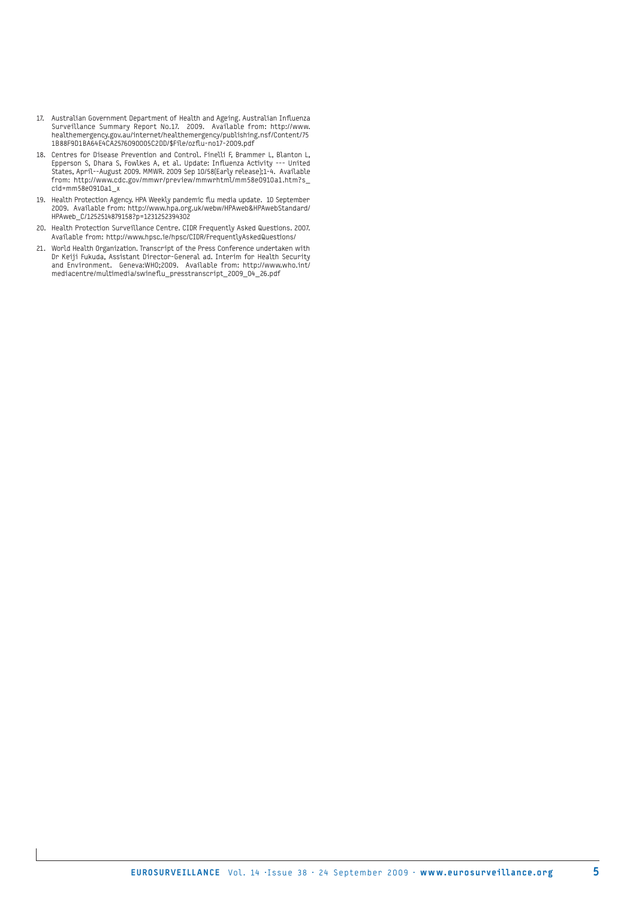17. Australian Government Department of Health and Ageing. Australian Influenza Surveillance Summary Report No.17. 2009. Available from: http://www.healthemergency.gov.au/internet/healthemergency/publishing.nsf/Content/751B88F9D1BA64E4CA2576090005C2DD/$File/ozflu-no17-2009.pdf

18. Centres for Disease Prevention and Control. Finelli F, Brammer L, Blanton L, Epperson S, Dhara S, Fowlkes A, et al. Update: Influenza Activity --- United States, April--August 2009. MMWR. 2009 Sep 10/58(Early release);1-4. Available from: http://www.cdc.gov/mmwr/preview/mmwrhtml/mm58e0910a1.htm?s_cid=mm58e0910a1_x

19. Health Protection Agency. HPA Weekly pandemic flu media update. 10 September 2009. Available from: http://www.hpa.org.uk/webw/HPAweb&HPAwebStandard/HPAweb_C/1252514879158?p=1231252394302

20. Health Protection Surveillance Centre. CIDR Frequently Asked Questions. 2007. Available from: http://www.hpsc.ie/hpsc/CIDR/FrequentlyAskedQuestions/

21. World Health Organization. Transcript of the Press Conference undertaken with Dr Keiji Fukuda, Assistant Director-General ad. Interim for Health Security and Environment. Geneva:WHO;2009. Available from: http://www.who.int/mediacentre/multimedia/swineflu_presstranscript_2009_04_26.pdf